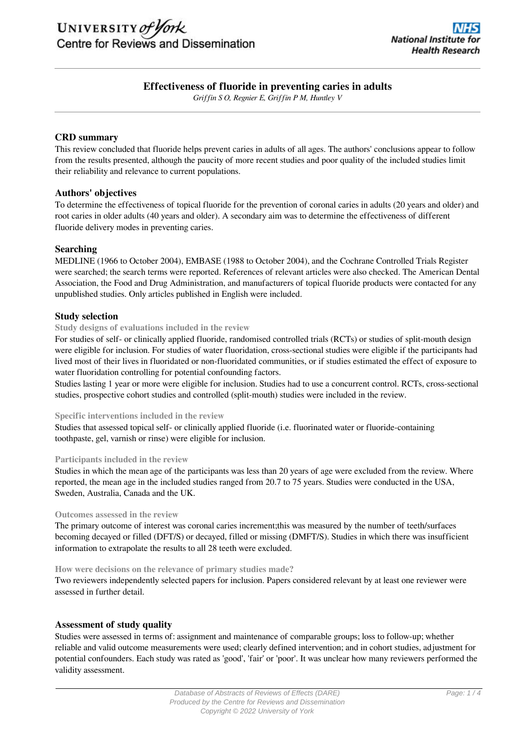# Effectiveness of fluoride in preventing caries in adults

*Griffin S O, Regnier E, Griffin P M, Huntley V*

## CRD summary

This review concluded that fluoride helps prevent caries in adults of all ages. The authors' conclusions appear to follow from the results presented, although the paucity of more recent studies and poor quality of the included studies limit their reliability and relevance to current populations.

## Authors' objectives

To determine the effectiveness of topical fluoride for the prevention of coronal caries in adults (20 years and older) and root caries in older adults (40 years and older). A secondary aim was to determine the effectiveness of different fluoride delivery modes in preventing caries.

## Searching

MEDLINE (1966 to October 2004), EMBASE (1988 to October 2004), and the Cochrane Controlled Trials Register were searched; the search terms were reported. References of relevant articles were also checked. The American Dental Association, the Food and Drug Administration, and manufacturers of topical fluoride products were contacted for any unpublished studies. Only articles published in English were included.

## Study selection

### Study designs of evaluations included in the review

For studies of self- or clinically applied fluoride, randomised controlled trials (RCTs) or studies of split-mouth design were eligible for inclusion. For studies of water fluoridation, cross-sectional studies were eligible if the participants had lived most of their lives in fluoridated or non-fluoridated communities, or if studies estimated the effect of exposure to water fluoridation controlling for potential confounding factors.

Studies lasting 1 year or more were eligible for inclusion. Studies had to use a concurrent control. RCTs, cross-sectional studies, prospective cohort studies and controlled (split-mouth) studies were included in the review.

### Specific interventions included in the review

Studies that assessed topical self- or clinically applied fluoride (i.e. fluorinated water or fluoride-containing toothpaste, gel, varnish or rinse) were eligible for inclusion.

### Participants included in the review

Studies in which the mean age of the participants was less than 20 years of age were excluded from the review. Where reported, the mean age in the included studies ranged from 20.7 to 75 years. Studies were conducted in the USA, Sweden, Australia, Canada and the UK.

### Outcomes assessed in the review

The primary outcome of interest was coronal caries increment;this was measured by the number of teeth/surfaces becoming decayed or filled (DFT/S) or decayed, filled or missing (DMFT/S). Studies in which there was insufficient information to extrapolate the results to all 28 teeth were excluded.

### How were decisions on the relevance of primary studies made?

Two reviewers independently selected papers for inclusion. Papers considered relevant by at least one reviewer were assessed in further detail.

## Assessment of study quality

Studies were assessed in terms of: assignment and maintenance of comparable groups; loss to follow-up; whether reliable and valid outcome measurements were used; clearly defined intervention; and in cohort studies, adjustment for potential confounders. Each study was rated as 'good', 'fair' or 'poor'. It was unclear how many reviewers performed the validity assessment.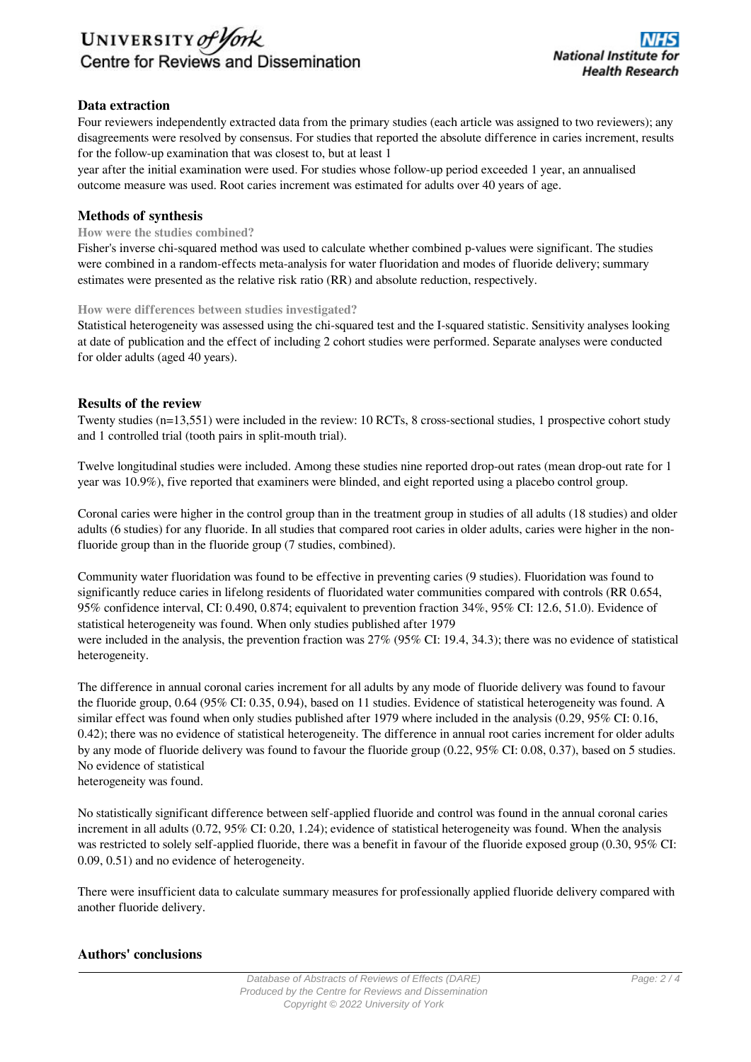## Data extraction

Four reviewers independently extracted data from the primary studies (each article was assigned to two reviewers); any disagreements were resolved by consensus. For studies that reported the absolute difference in caries increment, results for the follow-up examination that was closest to, but at least 1 year after the initial examination were used. For studies whose follow-up period exceeded 1 year, an annualised outcome measure was used. Root caries increment was estimated for adults over 40 years of age.

## Methods of synthesis

### How were the studies combined?

Fisher's inverse chi-squared method was used to calculate whether combined p-values were significant. The studies were combined in a random-effects meta-analysis for water fluoridation and modes of fluoride delivery; summary estimates were presented as the relative risk ratio (RR) and absolute reduction, respectively.

### How were differences between studies investigated?

Statistical heterogeneity was assessed using the chi-squared test and the I-squared statistic. Sensitivity analyses looking at date of publication and the effect of including 2 cohort studies were performed. Separate analyses were conducted for older adults (aged 40 years).

## Results of the review

Twenty studies (n=13,551) were included in the review: 10 RCTs, 8 cross-sectional studies, 1 prospective cohort study and 1 controlled trial (tooth pairs in split-mouth trial).

Twelve longitudinal studies were included. Among these studies nine reported drop-out rates (mean drop-out rate for 1 year was 10.9%), five reported that examiners were blinded, and eight reported using a placebo control group.

Coronal caries were higher in the control group than in the treatment group in studies of all adults (18 studies) and older adults (6 studies) for any fluoride. In all studies that compared root caries in older adults, caries were higher in the non-fluoride group than in the fluoride group (7 studies, combined).

Community water fluoridation was found to be effective in preventing caries (9 studies). Fluoridation was found to significantly reduce caries in lifelong residents of fluoridated water communities compared with controls (RR 0.654, 95% confidence interval, CI: 0.490, 0.874; equivalent to prevention fraction 34%, 95% CI: 12.6, 51.0). Evidence of statistical heterogeneity was found. When only studies published after 1979 were included in the analysis, the prevention fraction was 27% (95% CI: 19.4, 34.3); there was no evidence of statistical heterogeneity.

The difference in annual coronal caries increment for all adults by any mode of fluoride delivery was found to favour the fluoride group, 0.64 (95% CI: 0.35, 0.94), based on 11 studies. Evidence of statistical heterogeneity was found. A similar effect was found when only studies published after 1979 where included in the analysis (0.29, 95% CI: 0.16, 0.42); there was no evidence of statistical heterogeneity. The difference in annual root caries increment for older adults by any mode of fluoride delivery was found to favour the fluoride group (0.22, 95% CI: 0.08, 0.37), based on 5 studies. No evidence of statistical heterogeneity was found.

No statistically significant difference between self-applied fluoride and control was found in the annual coronal caries increment in all adults (0.72, 95% CI: 0.20, 1.24); evidence of statistical heterogeneity was found. When the analysis was restricted to solely self-applied fluoride, there was a benefit in favour of the fluoride exposed group (0.30, 95% CI: 0.09, 0.51) and no evidence of heterogeneity.

There were insufficient data to calculate summary measures for professionally applied fluoride delivery compared with another fluoride delivery.

## Authors' conclusions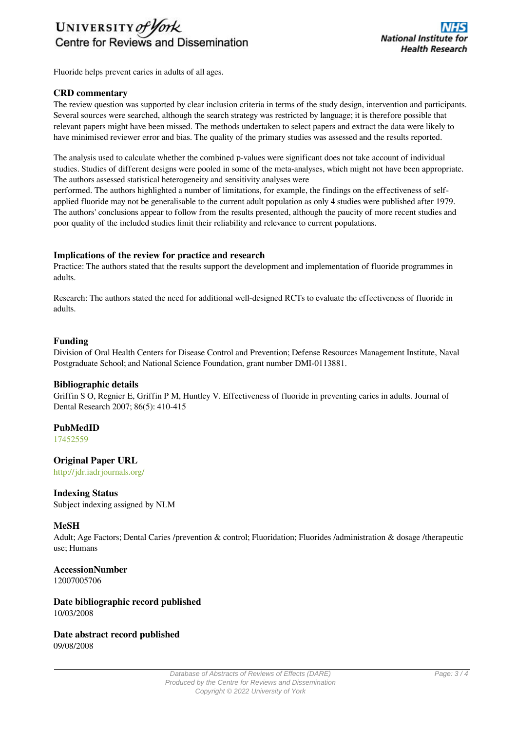Fluoride helps prevent caries in adults of all ages.

### CRD commentary

The review question was supported by clear inclusion criteria in terms of the study design, intervention and participants. Several sources were searched, although the search strategy was restricted by language; it is therefore possible that relevant papers might have been missed. The methods undertaken to select papers and extract the data were likely to have minimised reviewer error and bias. The quality of the primary studies was assessed and the results reported.

The analysis used to calculate whether the combined p-values were significant does not take account of individual studies. Studies of different designs were pooled in some of the meta-analyses, which might not have been appropriate. The authors assessed statistical heterogeneity and sensitivity analyses were performed. The authors highlighted a number of limitations, for example, the findings on the effectiveness of self-applied fluoride may not be generalisable to the current adult population as only 4 studies were published after 1979. The authors' conclusions appear to follow from the results presented, although the paucity of more recent studies and poor quality of the included studies limit their reliability and relevance to current populations.

### Implications of the review for practice and research

Practice: The authors stated that the results support the development and implementation of fluoride programmes in adults.

Research: The authors stated the need for additional well-designed RCTs to evaluate the effectiveness of fluoride in adults.

### Funding

Division of Oral Health Centers for Disease Control and Prevention; Defense Resources Management Institute, Naval Postgraduate School; and National Science Foundation, grant number DMI-0113881.

### Bibliographic details

Griffin S O, Regnier E, Griffin P M, Huntley V. Effectiveness of fluoride in preventing caries in adults. Journal of Dental Research 2007; 86(5): 410-415

### PubMedID

17452559

### Original Paper URL

http://jdr.iadrjournals.org/

### Indexing Status

Subject indexing assigned by NLM

### MeSH

Adult; Age Factors; Dental Caries /prevention & control; Fluoridation; Fluorides /administration & dosage /therapeutic use; Humans

### AccessionNumber

12007005706

### Date bibliographic record published

10/03/2008

### Date abstract record published

09/08/2008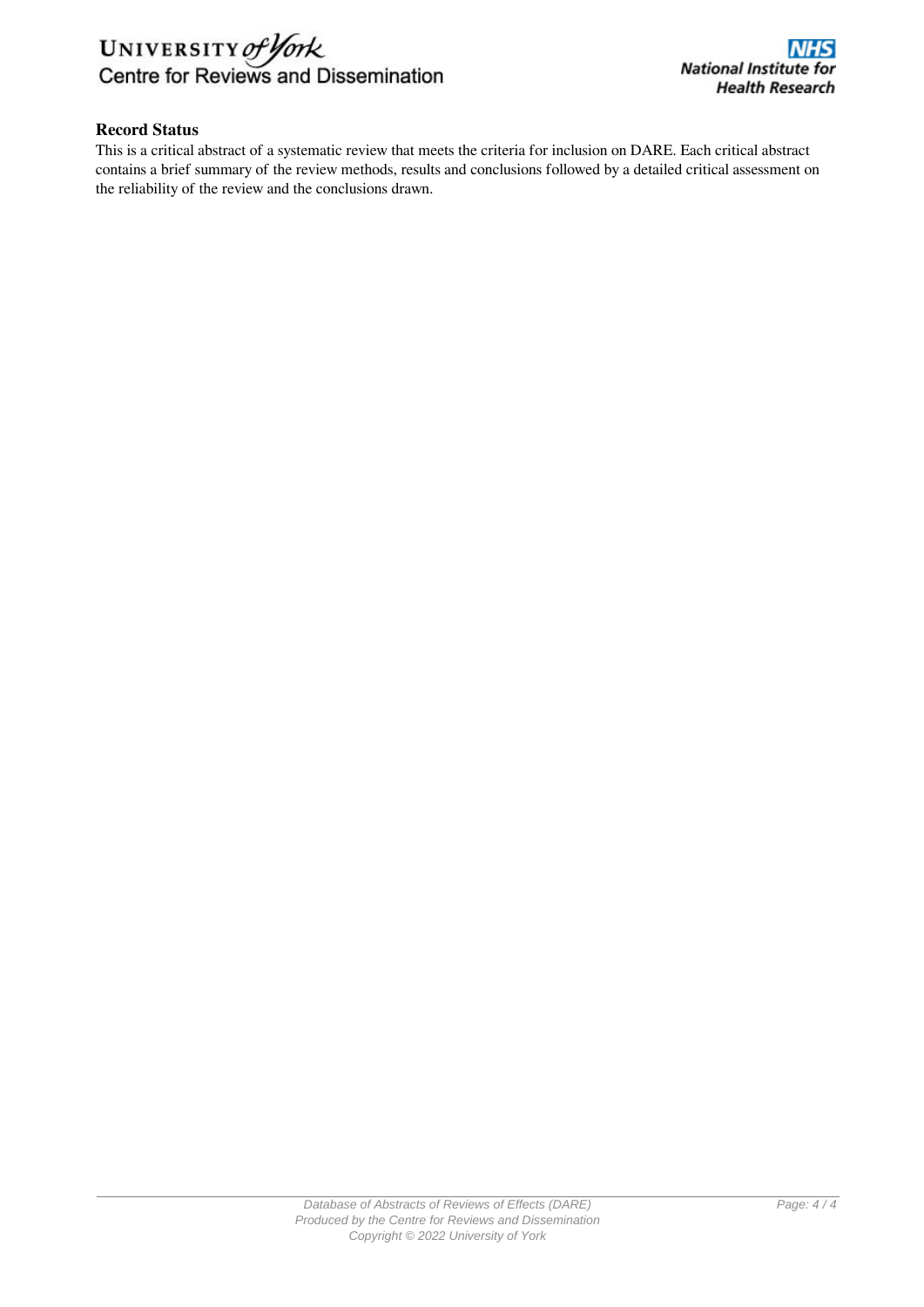## Record Status

This is a critical abstract of a systematic review that meets the criteria for inclusion on DARE. Each critical abstract contains a brief summary of the review methods, results and conclusions followed by a detailed critical assessment on the reliability of the review and the conclusions drawn.